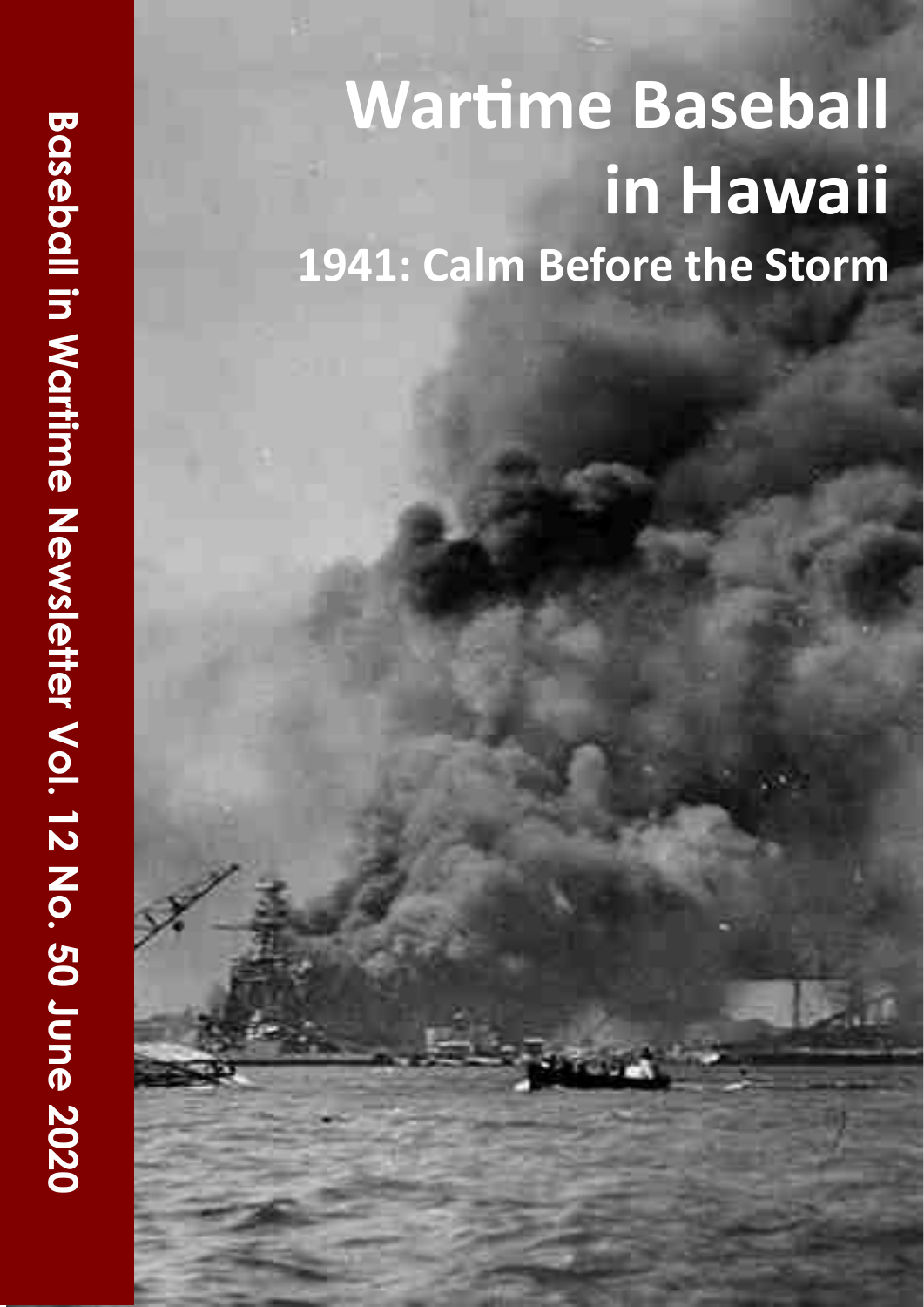# Wartime Baseball in Hawaii

## 1941: Calm Before the Storm

Baseball in Wartime Newsletter Vol. 12 No. 50 June 2020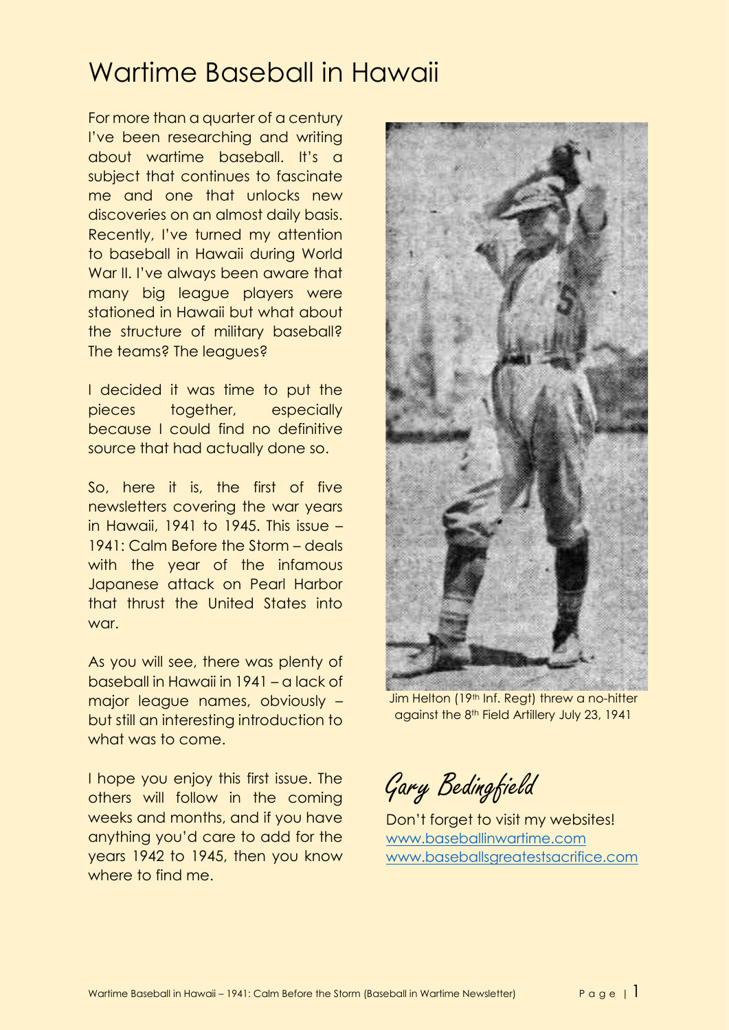# Wartime Baseball in Hawaii

For more than a quarter of a century I've been researching and writing about wartime baseball. It's a subject that continues to fascinate me and one that unlocks new discoveries on an almost daily basis. Recently, I've turned my attention to baseball in Hawaii during World War II. I've always been aware that many big league players were stationed in Hawaii but what about the structure of military baseball? The teams? The leagues?

I decided it was time to put the pieces together, especially because I could find no definitive source that had actually done so.

So, here it is, the first of five newsletters covering the war years in Hawaii, 1941 to 1945. This issue – 1941: Calm Before the Storm – deals with the year of the infamous Japanese attack on Pearl Harbor that thrust the United States into war.

As you will see, there was plenty of baseball in Hawaii in 1941 – a lack of major league names, obviously – but still an interesting introduction to what was to come.

I hope you enjoy this first issue. The others will follow in the coming weeks and months, and if you have anything you'd care to add for the years 1942 to 1945, then you know where to find me.

Jim Helton (19th Inf. Regt) threw a no-hitter against the 8th Field Artillery July 23, 1941

*Gary Bedingfield*

Don't forget to visit my websites!
www.baseballinwartime.com
www.baseballsgreatestsacrifice.com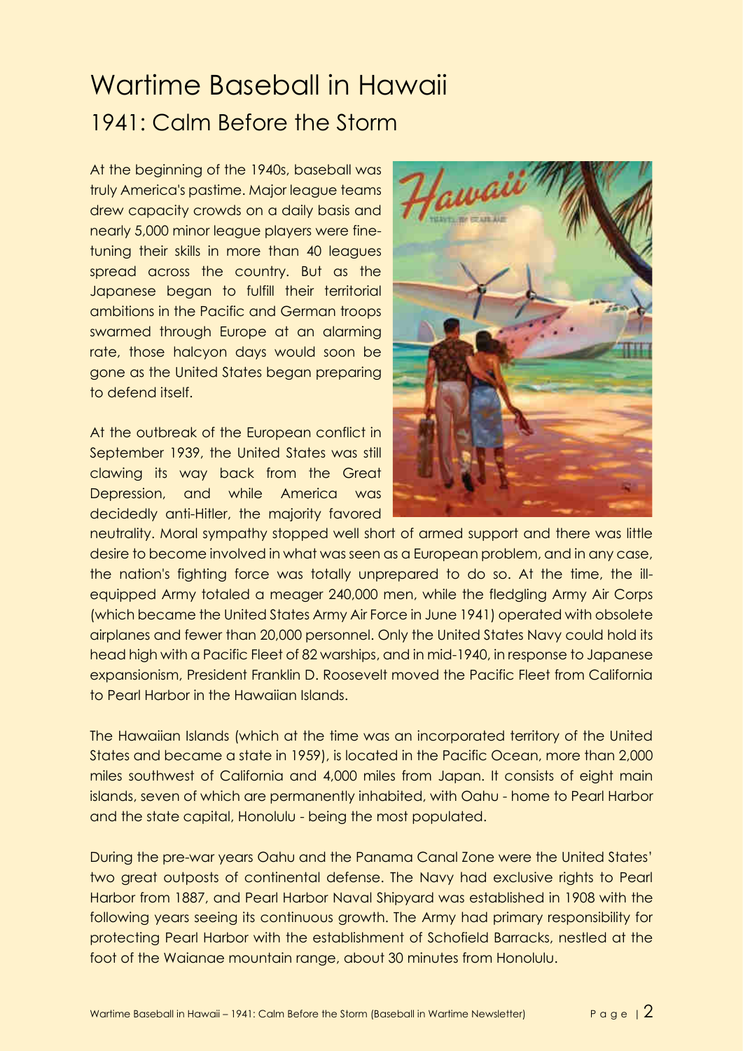# Wartime Baseball in Hawaii

## 1941: Calm Before the Storm

At the beginning of the 1940s, baseball was truly America's pastime. Major league teams drew capacity crowds on a daily basis and nearly 5,000 minor league players were fine-tuning their skills in more than 40 leagues spread across the country. But as the Japanese began to fulfill their territorial ambitions in the Pacific and German troops swarmed through Europe at an alarming rate, those halcyon days would soon be gone as the United States began preparing to defend itself.

At the outbreak of the European conflict in September 1939, the United States was still clawing its way back from the Great Depression, and while America was decidedly anti-Hitler, the majority favored neutrality. Moral sympathy stopped well short of armed support and there was little desire to become involved in what was seen as a European problem, and in any case, the nation's fighting force was totally unprepared to do so. At the time, the ill-equipped Army totaled a meager 240,000 men, while the fledgling Army Air Corps (which became the United States Army Air Force in June 1941) operated with obsolete airplanes and fewer than 20,000 personnel. Only the United States Navy could hold its head high with a Pacific Fleet of 82 warships, and in mid-1940, in response to Japanese expansionism, President Franklin D. Roosevelt moved the Pacific Fleet from California to Pearl Harbor in the Hawaiian Islands.

The Hawaiian Islands (which at the time was an incorporated territory of the United States and became a state in 1959), is located in the Pacific Ocean, more than 2,000 miles southwest of California and 4,000 miles from Japan. It consists of eight main islands, seven of which are permanently inhabited, with Oahu - home to Pearl Harbor and the state capital, Honolulu - being the most populated.

During the pre-war years Oahu and the Panama Canal Zone were the United States' two great outposts of continental defense. The Navy had exclusive rights to Pearl Harbor from 1887, and Pearl Harbor Naval Shipyard was established in 1908 with the following years seeing its continuous growth. The Army had primary responsibility for protecting Pearl Harbor with the establishment of Schofield Barracks, nestled at the foot of the Waianae mountain range, about 30 minutes from Honolulu.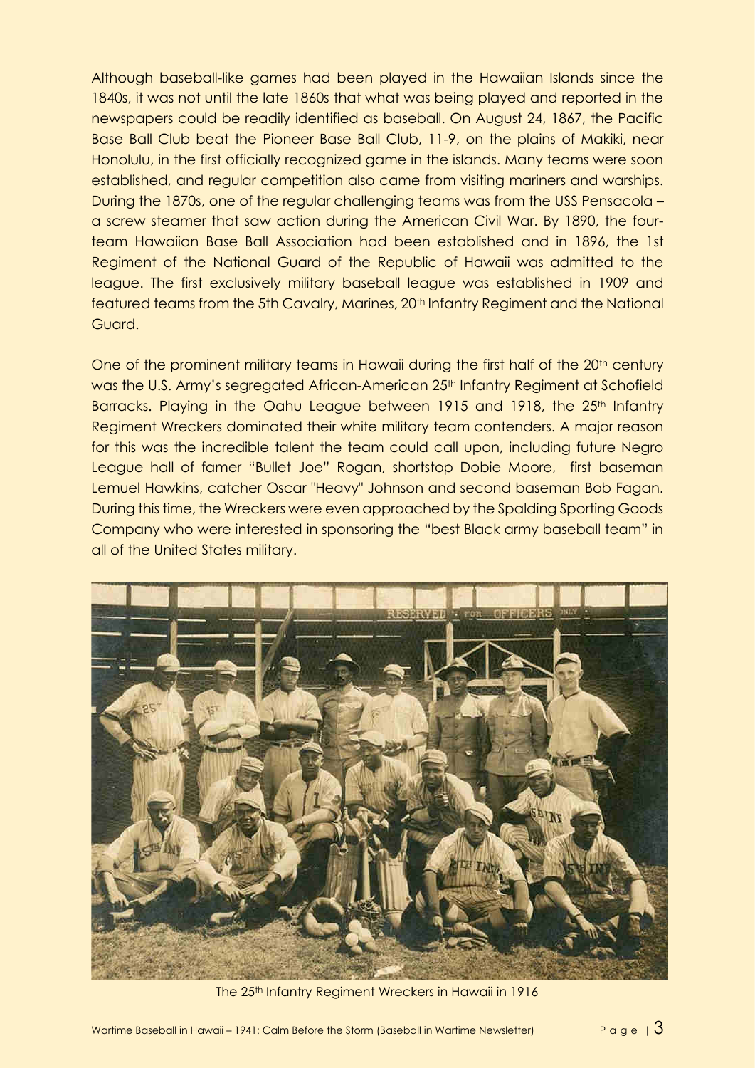Although baseball-like games had been played in the Hawaiian Islands since the 1840s, it was not until the late 1860s that what was being played and reported in the newspapers could be readily identified as baseball. On August 24, 1867, the Pacific Base Ball Club beat the Pioneer Base Ball Club, 11-9, on the plains of Makiki, near Honolulu, in the first officially recognized game in the islands. Many teams were soon established, and regular competition also came from visiting mariners and warships. During the 1870s, one of the regular challenging teams was from the USS Pensacola – a screw steamer that saw action during the American Civil War. By 1890, the four-team Hawaiian Base Ball Association had been established and in 1896, the 1st Regiment of the National Guard of the Republic of Hawaii was admitted to the league. The first exclusively military baseball league was established in 1909 and featured teams from the 5th Cavalry, Marines, 20th Infantry Regiment and the National Guard.

One of the prominent military teams in Hawaii during the first half of the 20th century was the U.S. Army's segregated African-American 25th Infantry Regiment at Schofield Barracks. Playing in the Oahu League between 1915 and 1918, the 25th Infantry Regiment Wreckers dominated their white military team contenders. A major reason for this was the incredible talent the team could call upon, including future Negro League hall of famer "Bullet Joe" Rogan, shortstop Dobie Moore, first baseman Lemuel Hawkins, catcher Oscar "Heavy" Johnson and second baseman Bob Fagan. During this time, the Wreckers were even approached by the Spalding Sporting Goods Company who were interested in sponsoring the "best Black army baseball team" in all of the United States military.

The 25th Infantry Regiment Wreckers in Hawaii in 1916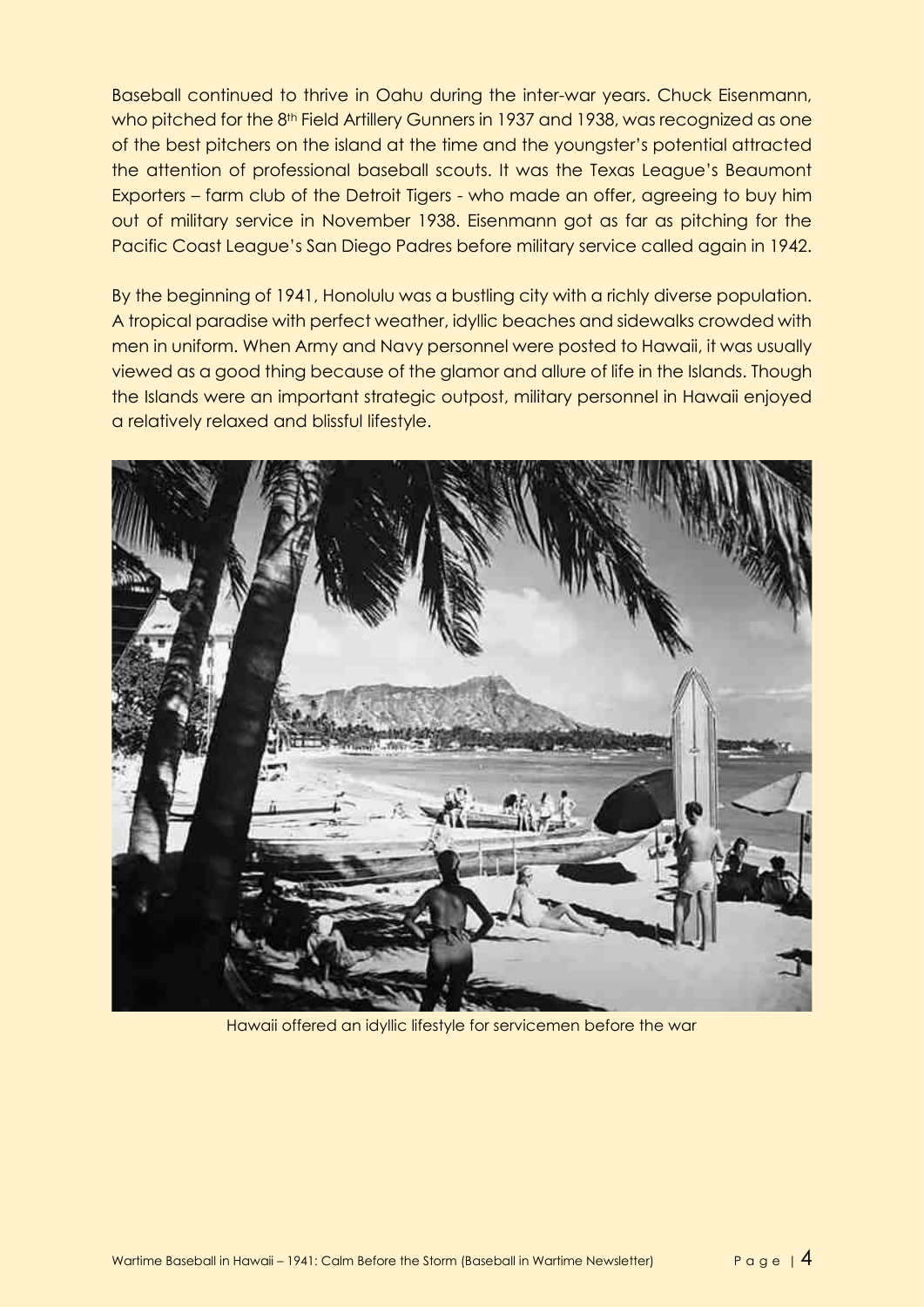Baseball continued to thrive in Oahu during the inter-war years. Chuck Eisenmann, who pitched for the 8th Field Artillery Gunners in 1937 and 1938, was recognized as one of the best pitchers on the island at the time and the youngster's potential attracted the attention of professional baseball scouts. It was the Texas League's Beaumont Exporters – farm club of the Detroit Tigers - who made an offer, agreeing to buy him out of military service in November 1938. Eisenmann got as far as pitching for the Pacific Coast League's San Diego Padres before military service called again in 1942.

By the beginning of 1941, Honolulu was a bustling city with a richly diverse population. A tropical paradise with perfect weather, idyllic beaches and sidewalks crowded with men in uniform. When Army and Navy personnel were posted to Hawaii, it was usually viewed as a good thing because of the glamor and allure of life in the Islands. Though the Islands were an important strategic outpost, military personnel in Hawaii enjoyed a relatively relaxed and blissful lifestyle.

Hawaii offered an idyllic lifestyle for servicemen before the war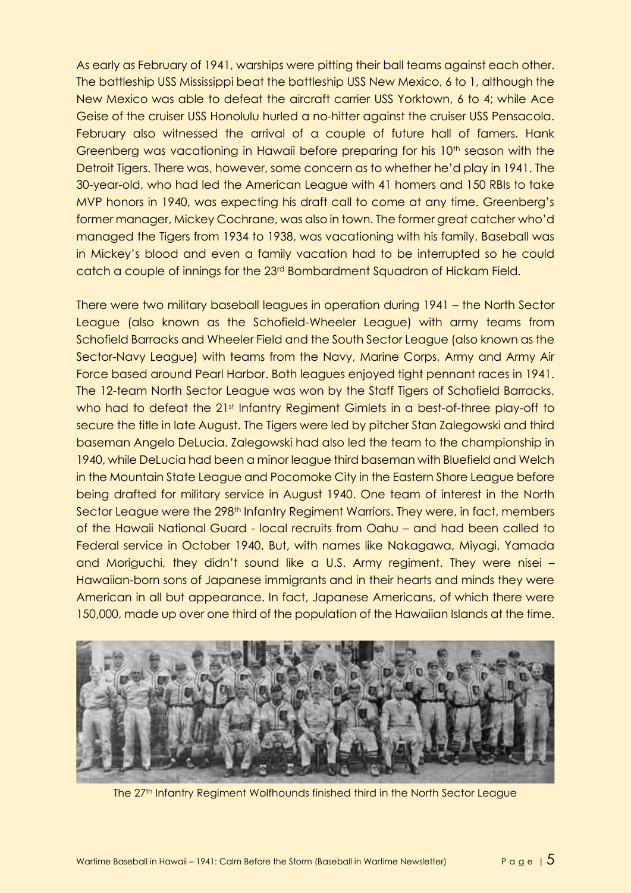As early as February of 1941, warships were pitting their ball teams against each other. The battleship USS Mississippi beat the battleship USS New Mexico, 6 to 1, although the New Mexico was able to defeat the aircraft carrier USS Yorktown, 6 to 4; while Ace Geise of the cruiser USS Honolulu hurled a no-hitter against the cruiser USS Pensacola. February also witnessed the arrival of a couple of future hall of famers. Hank Greenberg was vacationing in Hawaii before preparing for his 10th season with the Detroit Tigers. There was, however, some concern as to whether he'd play in 1941. The 30-year-old, who had led the American League with 41 homers and 150 RBIs to take MVP honors in 1940, was expecting his draft call to come at any time. Greenberg's former manager, Mickey Cochrane, was also in town. The former great catcher who'd managed the Tigers from 1934 to 1938, was vacationing with his family. Baseball was in Mickey's blood and even a family vacation had to be interrupted so he could catch a couple of innings for the 23rd Bombardment Squadron of Hickam Field.

There were two military baseball leagues in operation during 1941 – the North Sector League (also known as the Schofield-Wheeler League) with army teams from Schofield Barracks and Wheeler Field and the South Sector League (also known as the Sector-Navy League) with teams from the Navy, Marine Corps, Army and Army Air Force based around Pearl Harbor. Both leagues enjoyed tight pennant races in 1941. The 12-team North Sector League was won by the Staff Tigers of Schofield Barracks, who had to defeat the 21st Infantry Regiment Gimlets in a best-of-three play-off to secure the title in late August. The Tigers were led by pitcher Stan Zalegowski and third baseman Angelo DeLucia. Zalegowski had also led the team to the championship in 1940, while DeLucia had been a minor league third baseman with Bluefield and Welch in the Mountain State League and Pocomoke City in the Eastern Shore League before being drafted for military service in August 1940. One team of interest in the North Sector League were the 298th Infantry Regiment Warriors. They were, in fact, members of the Hawaii National Guard - local recruits from Oahu – and had been called to Federal service in October 1940. But, with names like Nakagawa, Miyagi, Yamada and Moriguchi, they didn't sound like a U.S. Army regiment. They were nisei – Hawaiian-born sons of Japanese immigrants and in their hearts and minds they were American in all but appearance. In fact, Japanese Americans, of which there were 150,000, made up over one third of the population of the Hawaiian Islands at the time.

The 27th Infantry Regiment Wolfhounds finished third in the North Sector League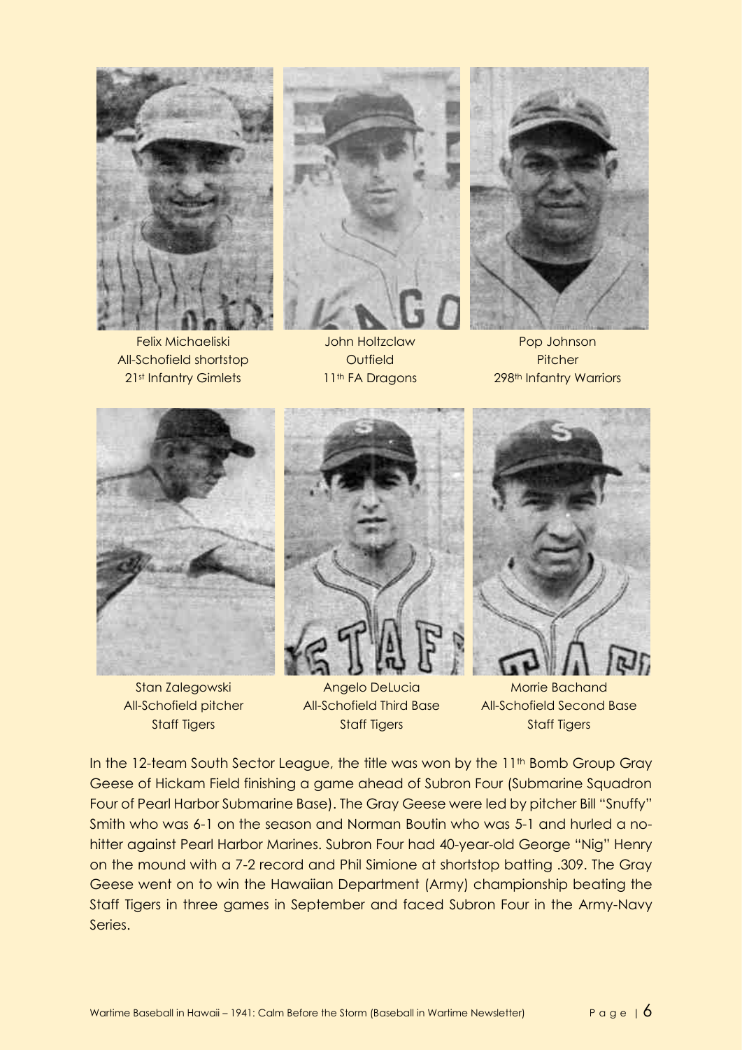Felix Michaeliski
All-Schofield shortstop
21st Infantry Gimlets

John Holtzclaw
Outfield
11th FA Dragons

Pop Johnson
Pitcher
298th Infantry Warriors

Stan Zalegowski
All-Schofield pitcher
Staff Tigers

Angelo DeLucia
All-Schofield Third Base
Staff Tigers

Morrie Bachand
All-Schofield Second Base
Staff Tigers

In the 12-team South Sector League, the title was won by the 11th Bomb Group Gray Geese of Hickam Field finishing a game ahead of Subron Four (Submarine Squadron Four of Pearl Harbor Submarine Base). The Gray Geese were led by pitcher Bill "Snuffy" Smith who was 6-1 on the season and Norman Boutin who was 5-1 and hurled a no-hitter against Pearl Harbor Marines. Subron Four had 40-year-old George "Nig" Henry on the mound with a 7-2 record and Phil Simione at shortstop batting .309. The Gray Geese went on to win the Hawaiian Department (Army) championship beating the Staff Tigers in three games in September and faced Subron Four in the Army-Navy Series.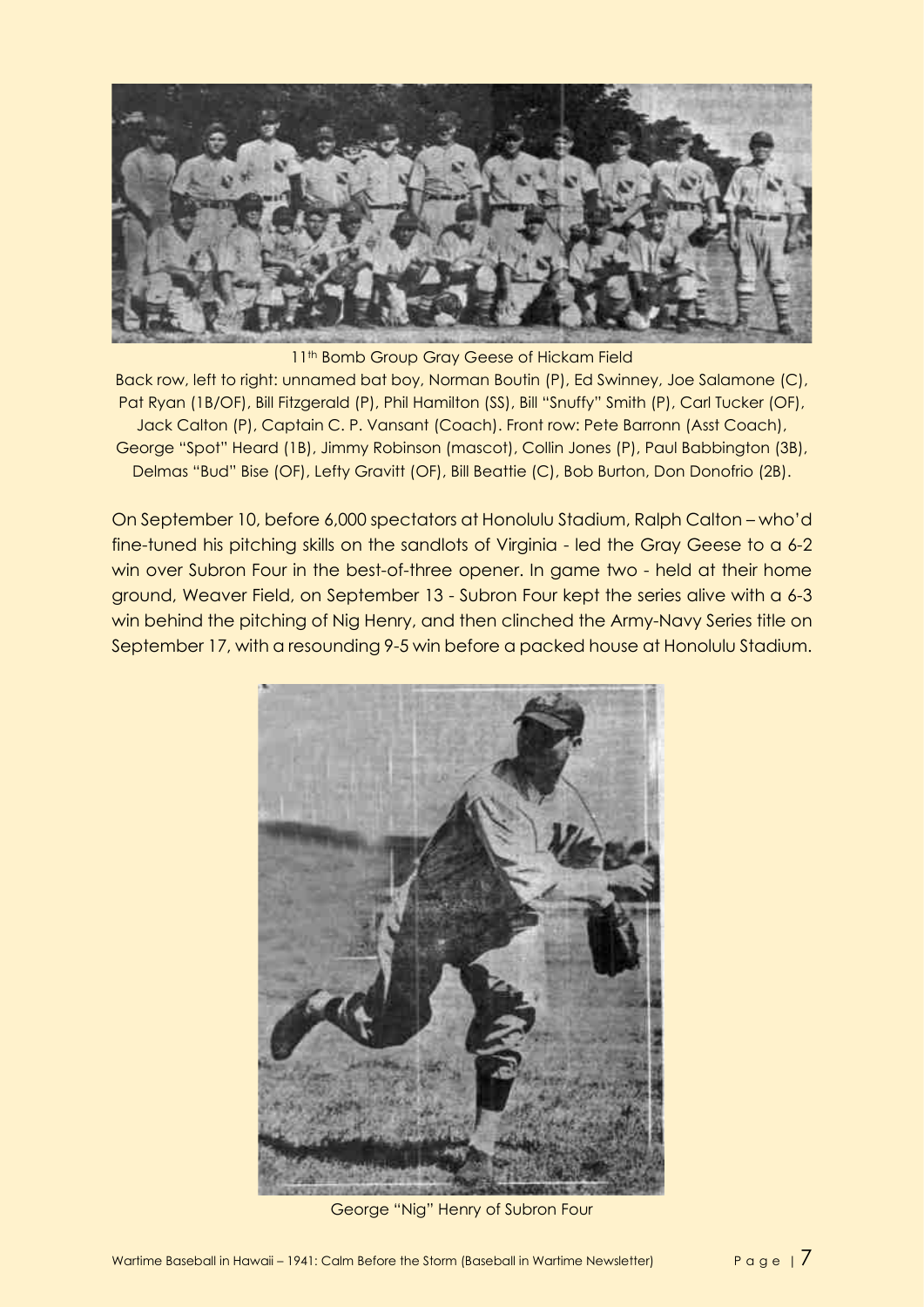11th Bomb Group Gray Geese of Hickam Field

Back row, left to right: unnamed bat boy, Norman Boutin (P), Ed Swinney, Joe Salamone (C), Pat Ryan (1B/OF), Bill Fitzgerald (P), Phil Hamilton (SS), Bill "Snuffy" Smith (P), Carl Tucker (OF), Jack Calton (P), Captain C. P. Vansant (Coach). Front row: Pete Barronn (Asst Coach), George "Spot" Heard (1B), Jimmy Robinson (mascot), Collin Jones (P), Paul Babbington (3B), Delmas "Bud" Bise (OF), Lefty Gravitt (OF), Bill Beattie (C), Bob Burton, Don Donofrio (2B).

On September 10, before 6,000 spectators at Honolulu Stadium, Ralph Calton – who'd fine-tuned his pitching skills on the sandlots of Virginia - led the Gray Geese to a 6-2 win over Subron Four in the best-of-three opener. In game two - held at their home ground, Weaver Field, on September 13 - Subron Four kept the series alive with a 6-3 win behind the pitching of Nig Henry, and then clinched the Army-Navy Series title on September 17, with a resounding 9-5 win before a packed house at Honolulu Stadium.

George "Nig" Henry of Subron Four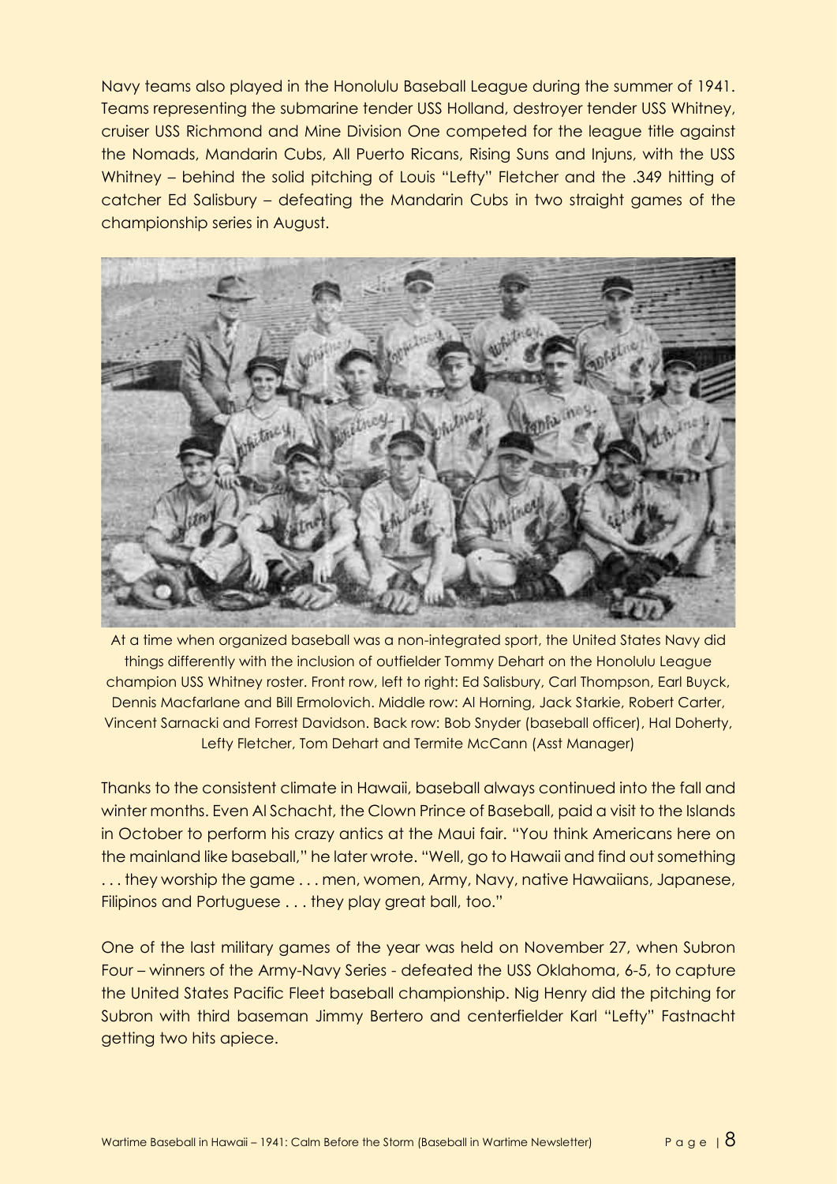Navy teams also played in the Honolulu Baseball League during the summer of 1941. Teams representing the submarine tender USS Holland, destroyer tender USS Whitney, cruiser USS Richmond and Mine Division One competed for the league title against the Nomads, Mandarin Cubs, All Puerto Ricans, Rising Suns and Injuns, with the USS Whitney – behind the solid pitching of Louis "Lefty" Fletcher and the .349 hitting of catcher Ed Salisbury – defeating the Mandarin Cubs in two straight games of the championship series in August.

At a time when organized baseball was a non-integrated sport, the United States Navy did things differently with the inclusion of outfielder Tommy Dehart on the Honolulu League champion USS Whitney roster. Front row, left to right: Ed Salisbury, Carl Thompson, Earl Buyck, Dennis Macfarlane and Bill Ermolovich. Middle row: Al Horning, Jack Starkie, Robert Carter, Vincent Sarnacki and Forrest Davidson. Back row: Bob Snyder (baseball officer), Hal Doherty, Lefty Fletcher, Tom Dehart and Termite McCann (Asst Manager)

Thanks to the consistent climate in Hawaii, baseball always continued into the fall and winter months. Even Al Schacht, the Clown Prince of Baseball, paid a visit to the Islands in October to perform his crazy antics at the Maui fair. "You think Americans here on the mainland like baseball," he later wrote. "Well, go to Hawaii and find out something . . . they worship the game . . . men, women, Army, Navy, native Hawaiians, Japanese, Filipinos and Portuguese . . . they play great ball, too."

One of the last military games of the year was held on November 27, when Subron Four – winners of the Army-Navy Series - defeated the USS Oklahoma, 6-5, to capture the United States Pacific Fleet baseball championship. Nig Henry did the pitching for Subron with third baseman Jimmy Bertero and centerfielder Karl "Lefty" Fastnacht getting two hits apiece.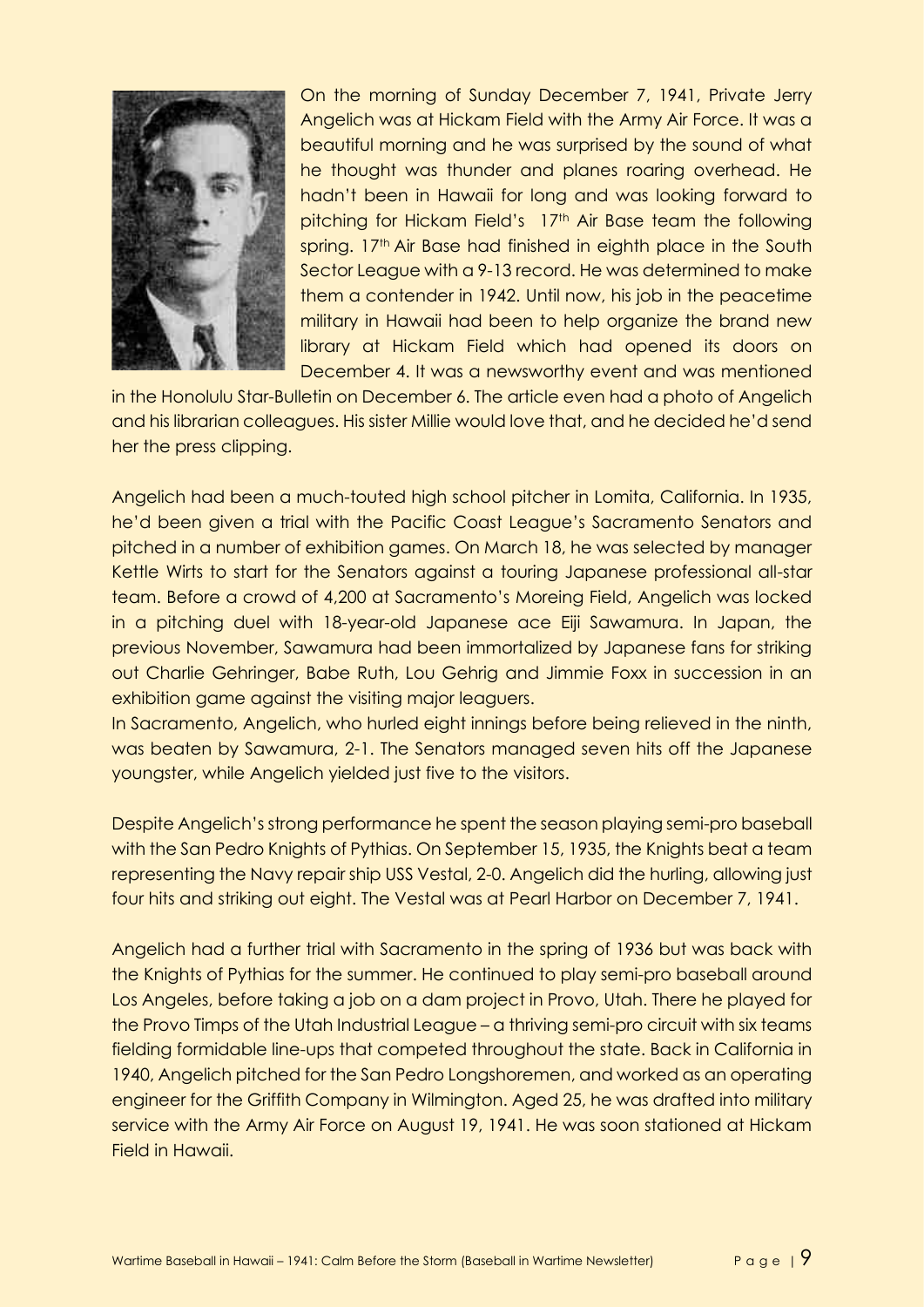On the morning of Sunday December 7, 1941, Private Jerry Angelich was at Hickam Field with the Army Air Force. It was a beautiful morning and he was surprised by the sound of what he thought was thunder and planes roaring overhead. He hadn't been in Hawaii for long and was looking forward to pitching for Hickam Field's 17th Air Base team the following spring. 17th Air Base had finished in eighth place in the South Sector League with a 9-13 record. He was determined to make them a contender in 1942. Until now, his job in the peacetime military in Hawaii had been to help organize the brand new library at Hickam Field which had opened its doors on December 4. It was a newsworthy event and was mentioned in the Honolulu Star-Bulletin on December 6. The article even had a photo of Angelich and his librarian colleagues. His sister Millie would love that, and he decided he'd send her the press clipping.

Angelich had been a much-touted high school pitcher in Lomita, California. In 1935, he'd been given a trial with the Pacific Coast League's Sacramento Senators and pitched in a number of exhibition games. On March 18, he was selected by manager Kettle Wirts to start for the Senators against a touring Japanese professional all-star team. Before a crowd of 4,200 at Sacramento's Moreing Field, Angelich was locked in a pitching duel with 18-year-old Japanese ace Eiji Sawamura. In Japan, the previous November, Sawamura had been immortalized by Japanese fans for striking out Charlie Gehringer, Babe Ruth, Lou Gehrig and Jimmie Foxx in succession in an exhibition game against the visiting major leaguers.

In Sacramento, Angelich, who hurled eight innings before being relieved in the ninth, was beaten by Sawamura, 2-1. The Senators managed seven hits off the Japanese youngster, while Angelich yielded just five to the visitors.

Despite Angelich's strong performance he spent the season playing semi-pro baseball with the San Pedro Knights of Pythias. On September 15, 1935, the Knights beat a team representing the Navy repair ship USS Vestal, 2-0. Angelich did the hurling, allowing just four hits and striking out eight. The Vestal was at Pearl Harbor on December 7, 1941.

Angelich had a further trial with Sacramento in the spring of 1936 but was back with the Knights of Pythias for the summer. He continued to play semi-pro baseball around Los Angeles, before taking a job on a dam project in Provo, Utah. There he played for the Provo Timps of the Utah Industrial League – a thriving semi-pro circuit with six teams fielding formidable line-ups that competed throughout the state. Back in California in 1940, Angelich pitched for the San Pedro Longshoremen, and worked as an operating engineer for the Griffith Company in Wilmington. Aged 25, he was drafted into military service with the Army Air Force on August 19, 1941. He was soon stationed at Hickam Field in Hawaii.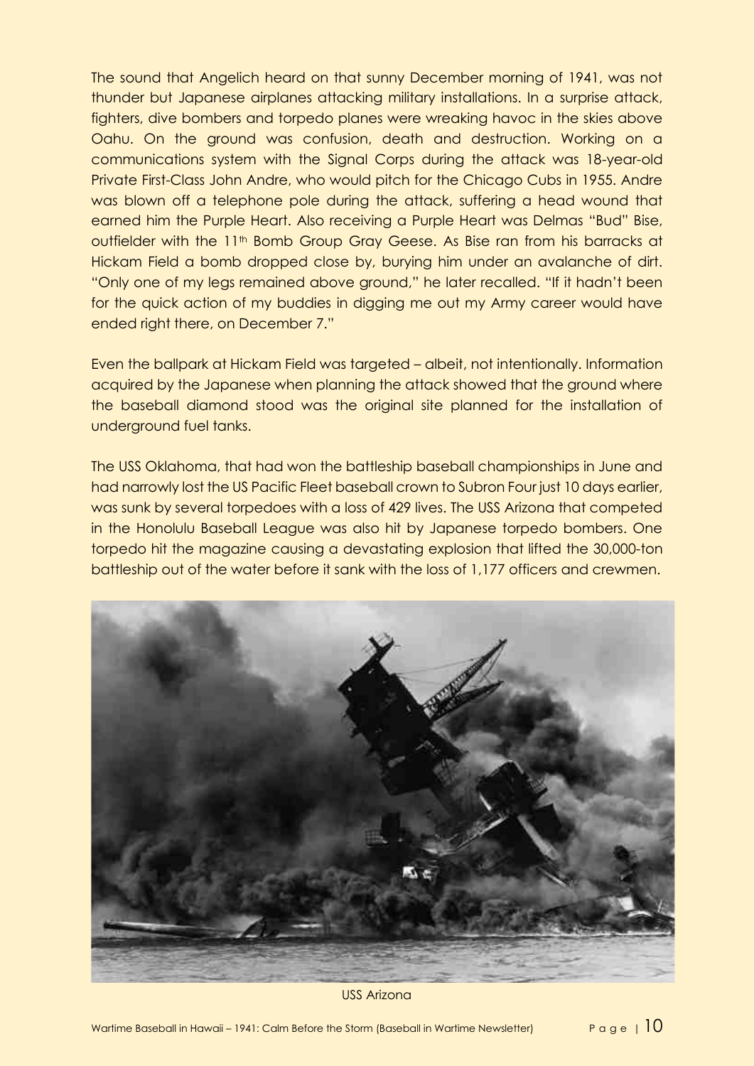The sound that Angelich heard on that sunny December morning of 1941, was not thunder but Japanese airplanes attacking military installations. In a surprise attack, fighters, dive bombers and torpedo planes were wreaking havoc in the skies above Oahu. On the ground was confusion, death and destruction. Working on a communications system with the Signal Corps during the attack was 18-year-old Private First-Class John Andre, who would pitch for the Chicago Cubs in 1955. Andre was blown off a telephone pole during the attack, suffering a head wound that earned him the Purple Heart. Also receiving a Purple Heart was Delmas "Bud" Bise, outfielder with the 11th Bomb Group Gray Geese. As Bise ran from his barracks at Hickam Field a bomb dropped close by, burying him under an avalanche of dirt. "Only one of my legs remained above ground," he later recalled. "If it hadn't been for the quick action of my buddies in digging me out my Army career would have ended right there, on December 7."

Even the ballpark at Hickam Field was targeted – albeit, not intentionally. Information acquired by the Japanese when planning the attack showed that the ground where the baseball diamond stood was the original site planned for the installation of underground fuel tanks.

The USS Oklahoma, that had won the battleship baseball championships in June and had narrowly lost the US Pacific Fleet baseball crown to Subron Four just 10 days earlier, was sunk by several torpedoes with a loss of 429 lives. The USS Arizona that competed in the Honolulu Baseball League was also hit by Japanese torpedo bombers. One torpedo hit the magazine causing a devastating explosion that lifted the 30,000-ton battleship out of the water before it sank with the loss of 1,177 officers and crewmen.

USS Arizona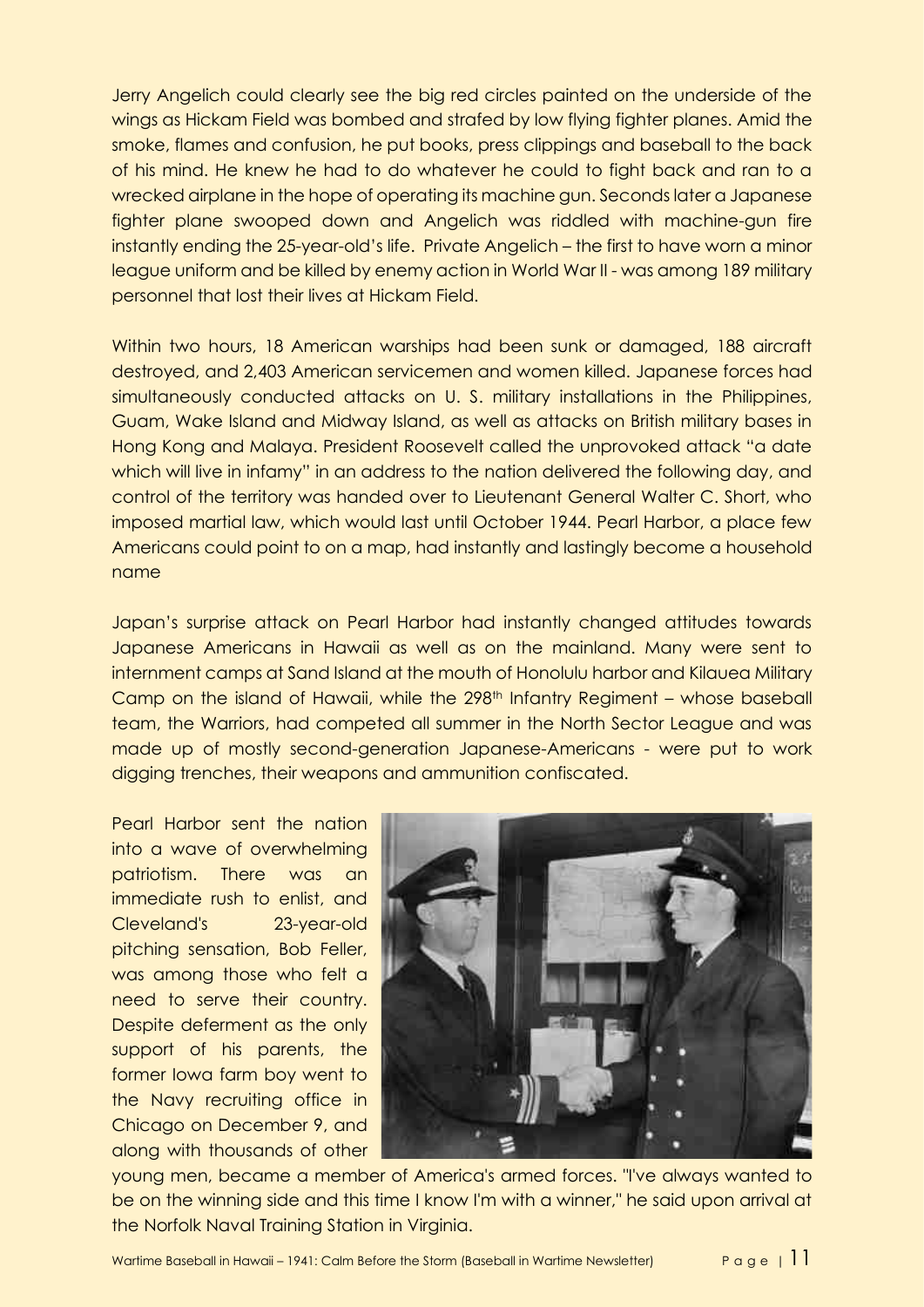Jerry Angelich could clearly see the big red circles painted on the underside of the wings as Hickam Field was bombed and strafed by low flying fighter planes. Amid the smoke, flames and confusion, he put books, press clippings and baseball to the back of his mind. He knew he had to do whatever he could to fight back and ran to a wrecked airplane in the hope of operating its machine gun. Seconds later a Japanese fighter plane swooped down and Angelich was riddled with machine-gun fire instantly ending the 25-year-old's life. Private Angelich – the first to have worn a minor league uniform and be killed by enemy action in World War II - was among 189 military personnel that lost their lives at Hickam Field.

Within two hours, 18 American warships had been sunk or damaged, 188 aircraft destroyed, and 2,403 American servicemen and women killed. Japanese forces had simultaneously conducted attacks on U. S. military installations in the Philippines, Guam, Wake Island and Midway Island, as well as attacks on British military bases in Hong Kong and Malaya. President Roosevelt called the unprovoked attack "a date which will live in infamy" in an address to the nation delivered the following day, and control of the territory was handed over to Lieutenant General Walter C. Short, who imposed martial law, which would last until October 1944. Pearl Harbor, a place few Americans could point to on a map, had instantly and lastingly become a household name

Japan's surprise attack on Pearl Harbor had instantly changed attitudes towards Japanese Americans in Hawaii as well as on the mainland. Many were sent to internment camps at Sand Island at the mouth of Honolulu harbor and Kilauea Military Camp on the island of Hawaii, while the 298th Infantry Regiment – whose baseball team, the Warriors, had competed all summer in the North Sector League and was made up of mostly second-generation Japanese-Americans - were put to work digging trenches, their weapons and ammunition confiscated.

Pearl Harbor sent the nation into a wave of overwhelming patriotism. There was an immediate rush to enlist, and Cleveland's 23-year-old pitching sensation, Bob Feller, was among those who felt a need to serve their country. Despite deferment as the only support of his parents, the former Iowa farm boy went to the Navy recruiting office in Chicago on December 9, and along with thousands of other young men, became a member of America's armed forces. "I've always wanted to be on the winning side and this time I know I'm with a winner," he said upon arrival at the Norfolk Naval Training Station in Virginia.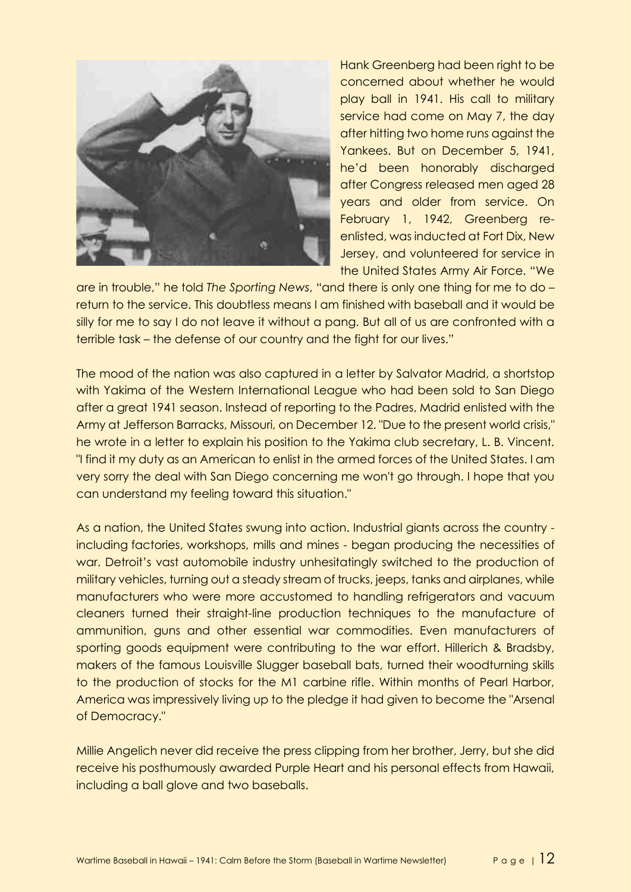Hank Greenberg had been right to be concerned about whether he would play ball in 1941. His call to military service had come on May 7, the day after hitting two home runs against the Yankees. But on December 5, 1941, he'd been honorably discharged after Congress released men aged 28 years and older from service. On February 1, 1942, Greenberg re-enlisted, was inducted at Fort Dix, New Jersey, and volunteered for service in the United States Army Air Force. "We are in trouble," he told *The Sporting News*, "and there is only one thing for me to do – return to the service. This doubtless means I am finished with baseball and it would be silly for me to say I do not leave it without a pang. But all of us are confronted with a terrible task – the defense of our country and the fight for our lives."

The mood of the nation was also captured in a letter by Salvator Madrid, a shortstop with Yakima of the Western International League who had been sold to San Diego after a great 1941 season. Instead of reporting to the Padres, Madrid enlisted with the Army at Jefferson Barracks, Missouri, on December 12. "Due to the present world crisis," he wrote in a letter to explain his position to the Yakima club secretary, L. B. Vincent. "I find it my duty as an American to enlist in the armed forces of the United States. I am very sorry the deal with San Diego concerning me won't go through. I hope that you can understand my feeling toward this situation."

As a nation, the United States swung into action. Industrial giants across the country - including factories, workshops, mills and mines - began producing the necessities of war. Detroit's vast automobile industry unhesitatingly switched to the production of military vehicles, turning out a steady stream of trucks, jeeps, tanks and airplanes, while manufacturers who were more accustomed to handling refrigerators and vacuum cleaners turned their straight-line production techniques to the manufacture of ammunition, guns and other essential war commodities. Even manufacturers of sporting goods equipment were contributing to the war effort. Hillerich & Bradsby, makers of the famous Louisville Slugger baseball bats, turned their woodturning skills to the production of stocks for the M1 carbine rifle. Within months of Pearl Harbor, America was impressively living up to the pledge it had given to become the "Arsenal of Democracy."

Millie Angelich never did receive the press clipping from her brother, Jerry, but she did receive his posthumously awarded Purple Heart and his personal effects from Hawaii, including a ball glove and two baseballs.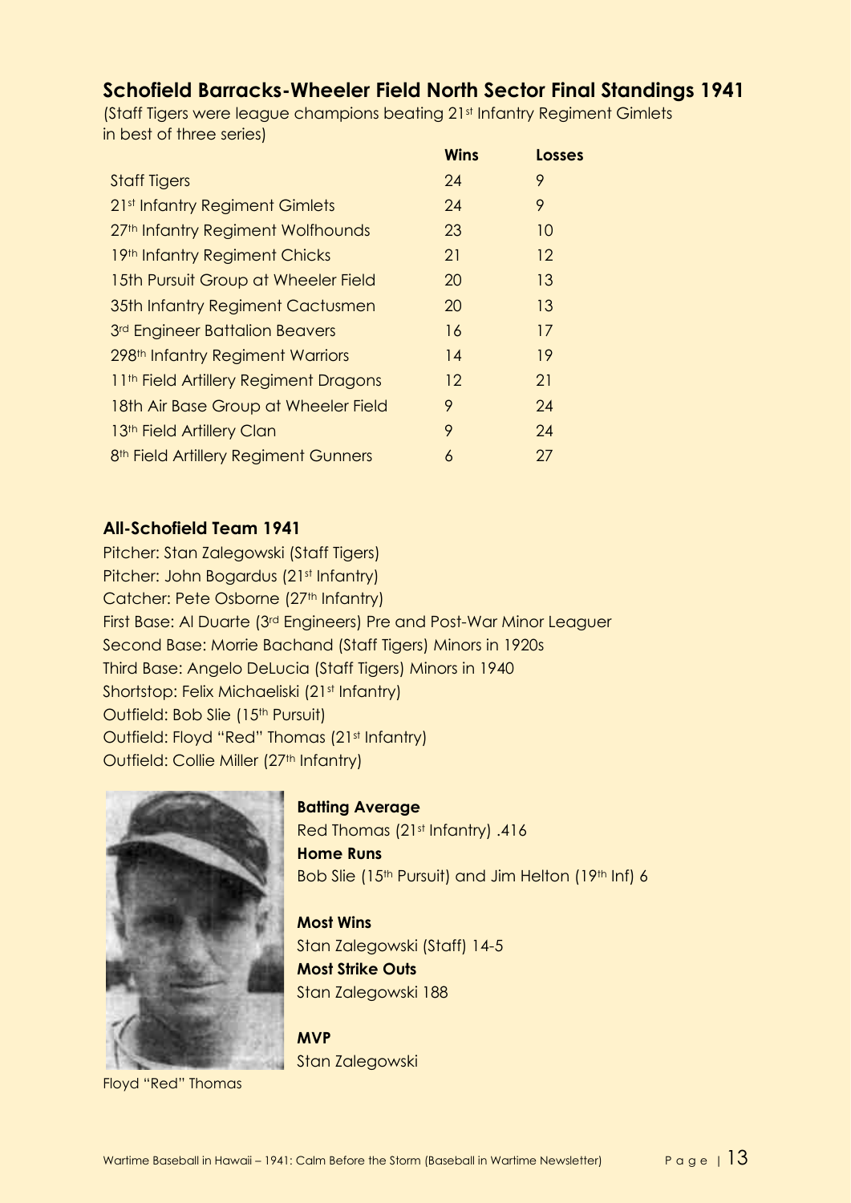## Schofield Barracks-Wheeler Field North Sector Final Standings 1941

(Staff Tigers were league champions beating 21st Infantry Regiment Gimlets in best of three series)

| | Wins | Losses |
|---|---|---|
| Staff Tigers | 24 | 9 |
| 21st Infantry Regiment Gimlets | 24 | 9 |
| 27th Infantry Regiment Wolfhounds | 23 | 10 |
| 19th Infantry Regiment Chicks | 21 | 12 |
| 15th Pursuit Group at Wheeler Field | 20 | 13 |
| 35th Infantry Regiment Cactusmen | 20 | 13 |
| 3rd Engineer Battalion Beavers | 16 | 17 |
| 298th Infantry Regiment Warriors | 14 | 19 |
| 11th Field Artillery Regiment Dragons | 12 | 21 |
| 18th Air Base Group at Wheeler Field | 9 | 24 |
| 13th Field Artillery Clan | 9 | 24 |
| 8th Field Artillery Regiment Gunners | 6 | 27 |

### All-Schofield Team 1941

Pitcher: Stan Zalegowski (Staff Tigers)
Pitcher: John Bogardus (21st Infantry)
Catcher: Pete Osborne (27th Infantry)
First Base: Al Duarte (3rd Engineers) Pre and Post-War Minor Leaguer
Second Base: Morrie Bachand (Staff Tigers) Minors in 1920s
Third Base: Angelo DeLucia (Staff Tigers) Minors in 1940
Shortstop: Felix Michaeliski (21st Infantry)
Outfield: Bob Slie (15th Pursuit)
Outfield: Floyd "Red" Thomas (21st Infantry)
Outfield: Collie Miller (27th Infantry)

Floyd "Red" Thomas

**Batting Average**
Red Thomas (21st Infantry) .416
**Home Runs**
Bob Slie (15th Pursuit) and Jim Helton (19th Inf) 6

**Most Wins**
Stan Zalegowski (Staff) 14-5
**Most Strike Outs**
Stan Zalegowski 188

**MVP**
Stan Zalegowski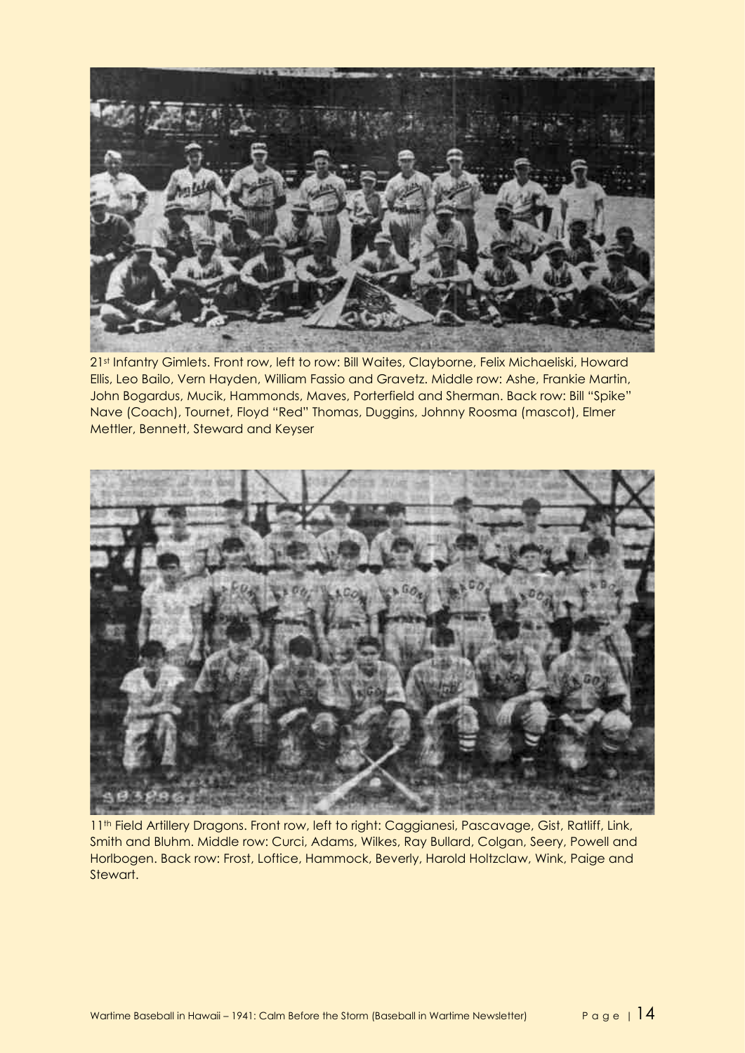21st Infantry Gimlets. Front row, left to row: Bill Waites, Clayborne, Felix Michaeliski, Howard Ellis, Leo Bailo, Vern Hayden, William Fassio and Gravetz. Middle row: Ashe, Frankie Martin, John Bogardus, Mucik, Hammonds, Maves, Porterfield and Sherman. Back row: Bill "Spike" Nave (Coach), Tournet, Floyd "Red" Thomas, Duggins, Johnny Roosma (mascot), Elmer Mettler, Bennett, Steward and Keyser

11th Field Artillery Dragons. Front row, left to right: Caggianesi, Pascavage, Gist, Ratliff, Link, Smith and Bluhm. Middle row: Curci, Adams, Wilkes, Ray Bullard, Colgan, Seery, Powell and Horlbogen. Back row: Frost, Loftice, Hammock, Beverly, Harold Holtzclaw, Wink, Paige and Stewart.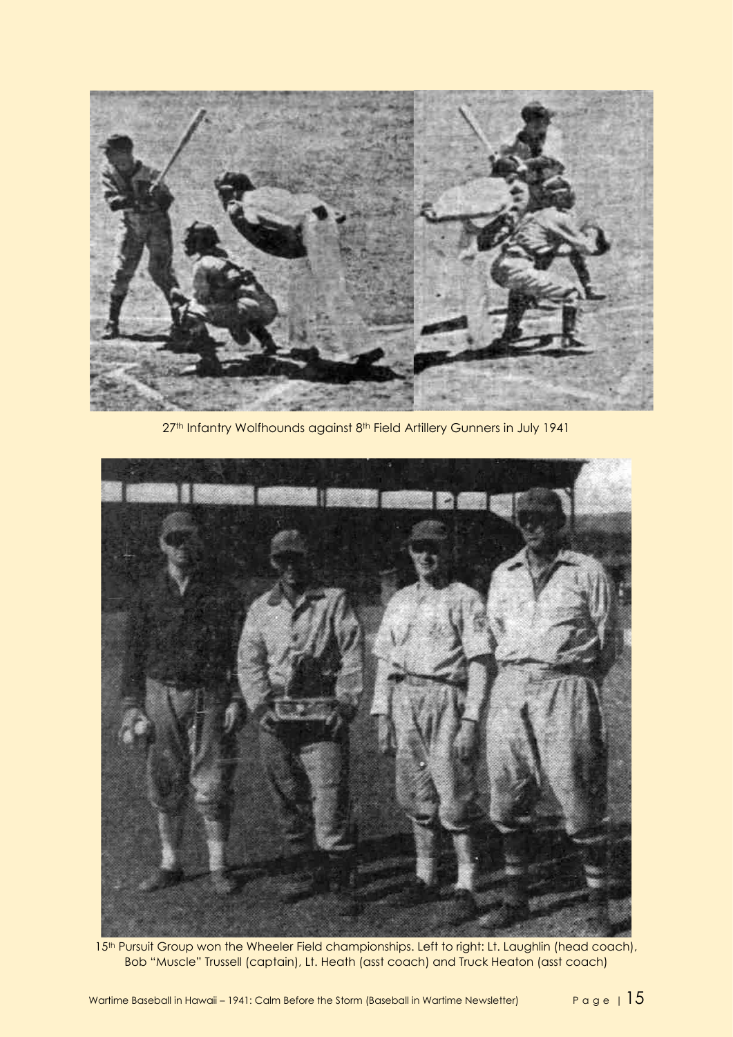27th Infantry Wolfhounds against 8th Field Artillery Gunners in July 1941

15th Pursuit Group won the Wheeler Field championships. Left to right: Lt. Laughlin (head coach), Bob "Muscle" Trussell (captain), Lt. Heath (asst coach) and Truck Heaton (asst coach)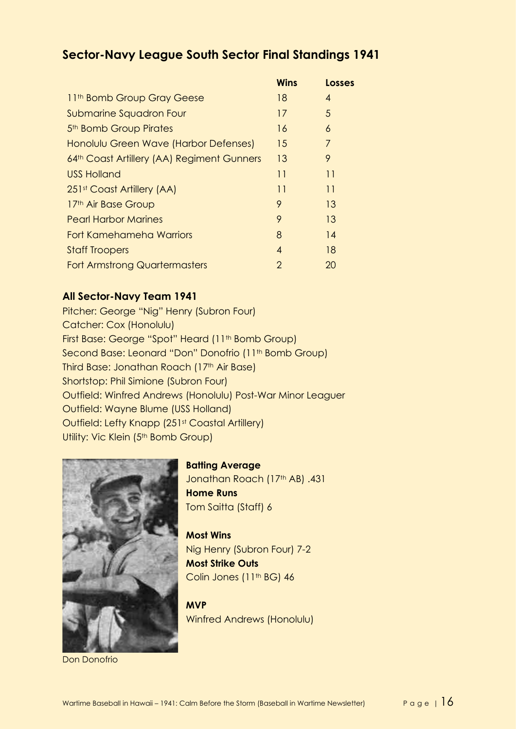## Sector-Navy League South Sector Final Standings 1941

| | Wins | Losses |
|---|---|---|
| 11th Bomb Group Gray Geese | 18 | 4 |
| Submarine Squadron Four | 17 | 5 |
| 5th Bomb Group Pirates | 16 | 6 |
| Honolulu Green Wave (Harbor Defenses) | 15 | 7 |
| 64th Coast Artillery (AA) Regiment Gunners | 13 | 9 |
| USS Holland | 11 | 11 |
| 251st Coast Artillery (AA) | 11 | 11 |
| 17th Air Base Group | 9 | 13 |
| Pearl Harbor Marines | 9 | 13 |
| Fort Kamehameha Warriors | 8 | 14 |
| Staff Troopers | 4 | 18 |
| Fort Armstrong Quartermasters | 2 | 20 |

### All Sector-Navy Team 1941

Pitcher: George "Nig" Henry (Subron Four)
Catcher: Cox (Honolulu)
First Base: George "Spot" Heard (11th Bomb Group)
Second Base: Leonard "Don" Donofrio (11th Bomb Group)
Third Base: Jonathan Roach (17th Air Base)
Shortstop: Phil Simione (Subron Four)
Outfield: Winfred Andrews (Honolulu) Post-War Minor Leaguer
Outfield: Wayne Blume (USS Holland)
Outfield: Lefty Knapp (251st Coastal Artillery)
Utility: Vic Klein (5th Bomb Group)

**Batting Average**
Jonathan Roach (17th AB) .431
**Home Runs**
Tom Saitta (Staff) 6

**Most Wins**
Nig Henry (Subron Four) 7-2
**Most Strike Outs**
Colin Jones (11th BG) 46

**MVP**
Winfred Andrews (Honolulu)

Don Donofrio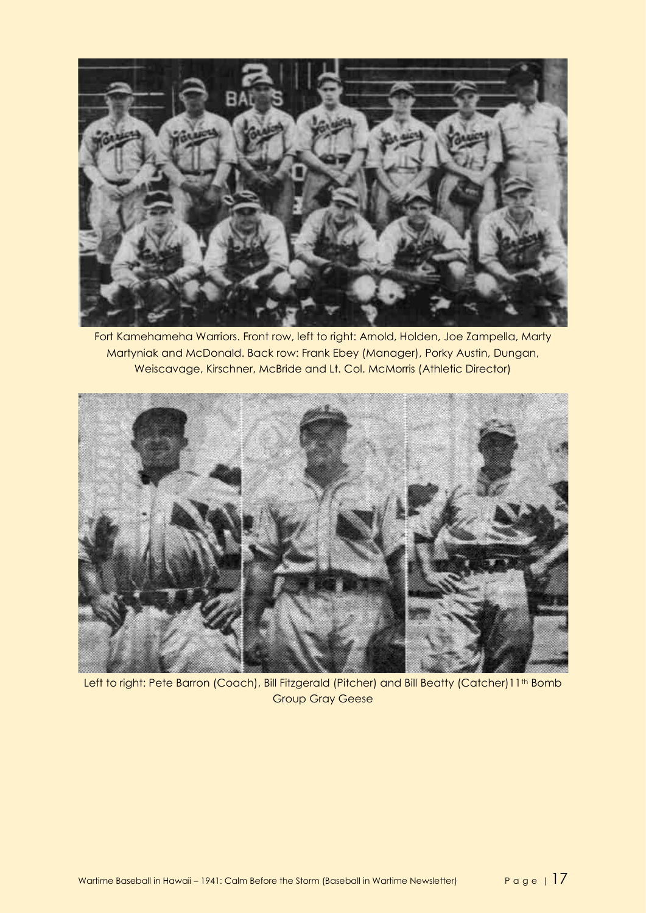Fort Kamehameha Warriors. Front row, left to right: Arnold, Holden, Joe Zampella, Marty Martyniak and McDonald. Back row: Frank Ebey (Manager), Porky Austin, Dungan, Weiscavage, Kirschner, McBride and Lt. Col. McMorris (Athletic Director)

Left to right: Pete Barron (Coach), Bill Fitzgerald (Pitcher) and Bill Beatty (Catcher)11th Bomb Group Gray Geese